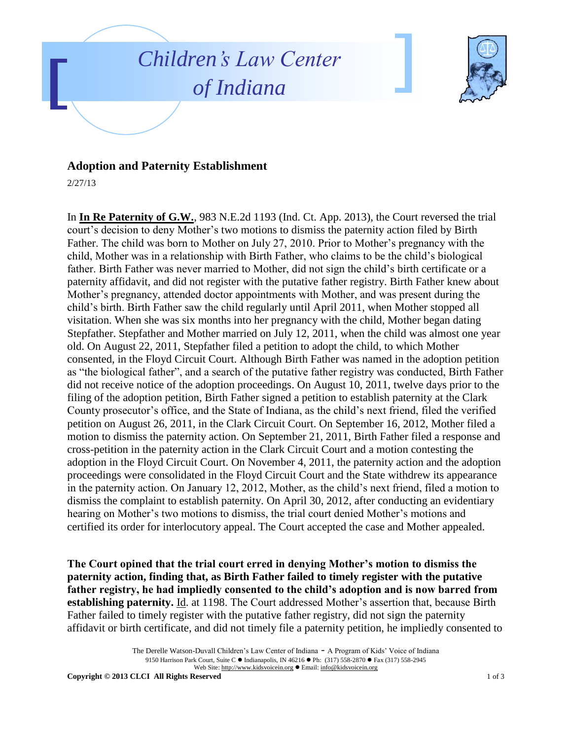# Children's Law Center of Indiana

## Adoption and Paternity Establishment

2/27/13

In **In Re Paternity of G.W.**, 983 N.E.2d 1193 (Ind. Ct. App. 2013), the Court reversed the trial court's decision to deny Mother's two motions to dismiss the paternity action filed by Birth Father. The child was born to Mother on July 27, 2010. Prior to Mother's pregnancy with the child, Mother was in a relationship with Birth Father, who claims to be the child's biological father. Birth Father was never married to Mother, did not sign the child's birth certificate or a paternity affidavit, and did not register with the putative father registry. Birth Father knew about Mother's pregnancy, attended doctor appointments with Mother, and was present during the child's birth. Birth Father saw the child regularly until April 2011, when Mother stopped all visitation. When she was six months into her pregnancy with the child, Mother began dating Stepfather. Stepfather and Mother married on July 12, 2011, when the child was almost one year old. On August 22, 2011, Stepfather filed a petition to adopt the child, to which Mother consented, in the Floyd Circuit Court. Although Birth Father was named in the adoption petition as "the biological father", and a search of the putative father registry was conducted, Birth Father did not receive notice of the adoption proceedings. On August 10, 2011, twelve days prior to the filing of the adoption petition, Birth Father signed a petition to establish paternity at the Clark County prosecutor's office, and the State of Indiana, as the child's next friend, filed the verified petition on August 26, 2011, in the Clark Circuit Court. On September 16, 2012, Mother filed a motion to dismiss the paternity action. On September 21, 2011, Birth Father filed a response and cross-petition in the paternity action in the Clark Circuit Court and a motion contesting the adoption in the Floyd Circuit Court. On November 4, 2011, the paternity action and the adoption proceedings were consolidated in the Floyd Circuit Court and the State withdrew its appearance in the paternity action. On January 12, 2012, Mother, as the child's next friend, filed a motion to dismiss the complaint to establish paternity. On April 30, 2012, after conducting an evidentiary hearing on Mother's two motions to dismiss, the trial court denied Mother's motions and certified its order for interlocutory appeal. The Court accepted the case and Mother appealed.

**The Court opined that the trial court erred in denying Mother's motion to dismiss the paternity action, finding that, as Birth Father failed to timely register with the putative father registry, he had impliedly consented to the child's adoption and is now barred from establishing paternity.** Id. at 1198. The Court addressed Mother's assertion that, because Birth Father failed to timely register with the putative father registry, did not sign the paternity affidavit or birth certificate, and did not timely file a paternity petition, he impliedly consented to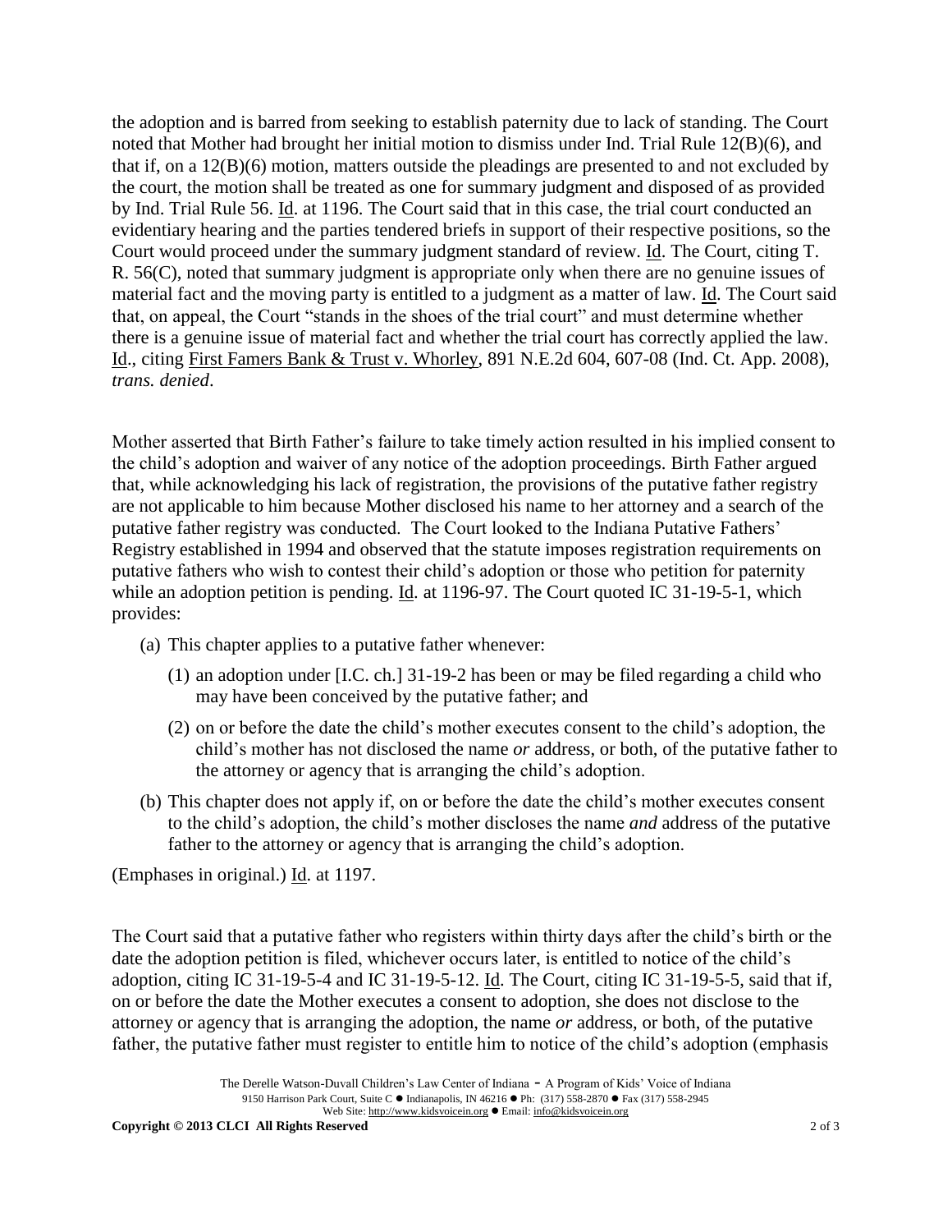the adoption and is barred from seeking to establish paternity due to lack of standing. The Court noted that Mother had brought her initial motion to dismiss under Ind. Trial Rule 12(B)(6), and that if, on a 12(B)(6) motion, matters outside the pleadings are presented to and not excluded by the court, the motion shall be treated as one for summary judgment and disposed of as provided by Ind. Trial Rule 56. Id. at 1196. The Court said that in this case, the trial court conducted an evidentiary hearing and the parties tendered briefs in support of their respective positions, so the Court would proceed under the summary judgment standard of review. Id. The Court, citing T. R. 56(C), noted that summary judgment is appropriate only when there are no genuine issues of material fact and the moving party is entitled to a judgment as a matter of law. Id. The Court said that, on appeal, the Court "stands in the shoes of the trial court" and must determine whether there is a genuine issue of material fact and whether the trial court has correctly applied the law. Id., citing First Famers Bank & Trust v. Whorley, 891 N.E.2d 604, 607-08 (Ind. Ct. App. 2008), *trans. denied*.

Mother asserted that Birth Father's failure to take timely action resulted in his implied consent to the child's adoption and waiver of any notice of the adoption proceedings. Birth Father argued that, while acknowledging his lack of registration, the provisions of the putative father registry are not applicable to him because Mother disclosed his name to her attorney and a search of the putative father registry was conducted. The Court looked to the Indiana Putative Fathers' Registry established in 1994 and observed that the statute imposes registration requirements on putative fathers who wish to contest their child's adoption or those who petition for paternity while an adoption petition is pending. Id. at 1196-97. The Court quoted IC 31-19-5-1, which provides:

- (a) This chapter applies to a putative father whenever:
    - (1) an adoption under [I.C. ch.] 31-19-2 has been or may be filed regarding a child who may have been conceived by the putative father; and
    - (2) on or before the date the child's mother executes consent to the child's adoption, the child's mother has not disclosed the name *or* address, or both, of the putative father to the attorney or agency that is arranging the child's adoption.
- (b) This chapter does not apply if, on or before the date the child's mother executes consent to the child's adoption, the child's mother discloses the name *and* address of the putative father to the attorney or agency that is arranging the child's adoption.

(Emphases in original.) Id. at 1197.

The Court said that a putative father who registers within thirty days after the child's birth or the date the adoption petition is filed, whichever occurs later, is entitled to notice of the child's adoption, citing IC 31-19-5-4 and IC 31-19-5-12. Id. The Court, citing IC 31-19-5-5, said that if, on or before the date the Mother executes a consent to adoption, she does not disclose to the attorney or agency that is arranging the adoption, the name *or* address, or both, of the putative father, the putative father must register to entitle him to notice of the child's adoption (emphasis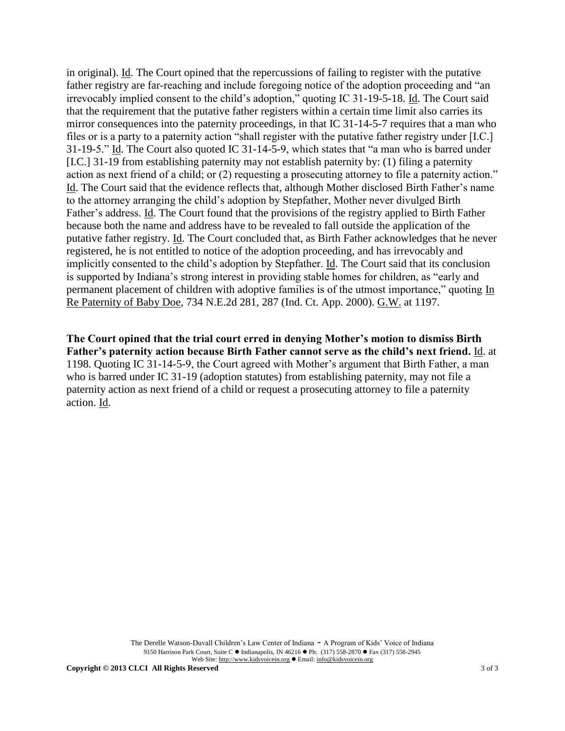in original). Id. The Court opined that the repercussions of failing to register with the putative father registry are far-reaching and include foregoing notice of the adoption proceeding and "an irrevocably implied consent to the child's adoption," quoting IC 31-19-5-18. Id. The Court said that the requirement that the putative father registers within a certain time limit also carries its mirror consequences into the paternity proceedings, in that IC 31-14-5-7 requires that a man who files or is a party to a paternity action "shall register with the putative father registry under [I.C.] 31-19-5." Id. The Court also quoted IC 31-14-5-9, which states that "a man who is barred under [I.C.] 31-19 from establishing paternity may not establish paternity by: (1) filing a paternity action as next friend of a child; or (2) requesting a prosecuting attorney to file a paternity action." Id. The Court said that the evidence reflects that, although Mother disclosed Birth Father's name to the attorney arranging the child's adoption by Stepfather, Mother never divulged Birth Father's address. Id. The Court found that the provisions of the registry applied to Birth Father because both the name and address have to be revealed to fall outside the application of the putative father registry. Id. The Court concluded that, as Birth Father acknowledges that he never registered, he is not entitled to notice of the adoption proceeding, and has irrevocably and implicitly consented to the child's adoption by Stepfather. Id. The Court said that its conclusion is supported by Indiana's strong interest in providing stable homes for children, as "early and permanent placement of children with adoptive families is of the utmost importance," quoting In Re Paternity of Baby Doe, 734 N.E.2d 281, 287 (Ind. Ct. App. 2000). G.W. at 1197.

**The Court opined that the trial court erred in denying Mother's motion to dismiss Birth Father's paternity action because Birth Father cannot serve as the child's next friend.** Id. at 1198. Quoting IC 31-14-5-9, the Court agreed with Mother's argument that Birth Father, a man who is barred under IC 31-19 (adoption statutes) from establishing paternity, may not file a paternity action as next friend of a child or request a prosecuting attorney to file a paternity action. Id.

The Derelle Watson-Duvall Children's Law Center of Indiana - A Program of Kids' Voice of Indiana
9150 Harrison Park Court, Suite C ● Indianapolis, IN 46216 ● Ph: (317) 558-2870 ● Fax (317) 558-2945
Web Site: http://www.kidsvoicein.org ● Email: info@kidsvoicein.org

**Copyright © 2013 CLCI All Rights Reserved**